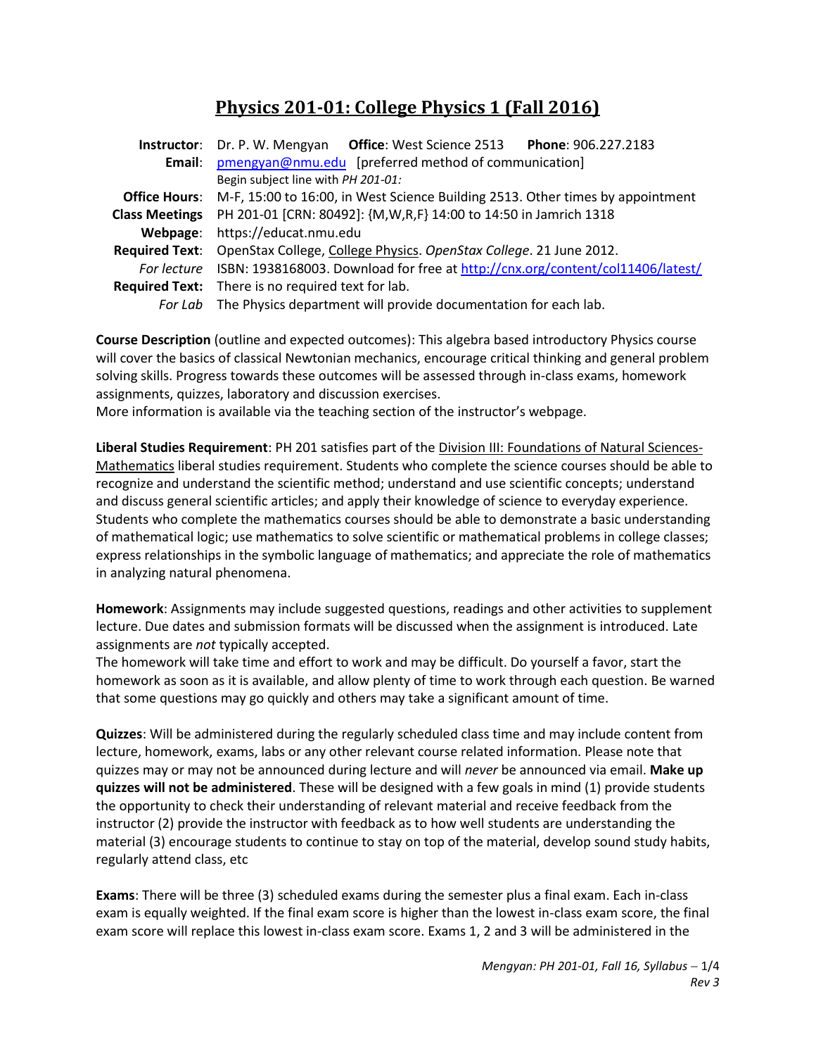# Physics 201-01: College Physics 1 (Fall 2016)

| | |
|---|---|
| **Instructor**: | Dr. P. W. Mengyan **Office**: West Science 2513 **Phone**: 906.227.2183 |
| **Email**: | pmengyan@nmu.edu [preferred method of communication] |
| | Begin subject line with *PH 201-01:* |
| **Office Hours**: | M-F, 15:00 to 16:00, in West Science Building 2513. Other times by appointment |
| **Class Meetings** | PH 201-01 [CRN: 80492]: {M,W,R,F} 14:00 to 14:50 in Jamrich 1318 |
| **Webpage**: | https://educat.nmu.edu |
| **Required Text**: | OpenStax College, College Physics. *OpenStax College*. 21 June 2012. |
| *For lecture* | ISBN: 1938168003. Download for free at http://cnx.org/content/col11406/latest/ |
| **Required Text:** | There is no required text for lab. |
| *For Lab* | The Physics department will provide documentation for each lab. |

**Course Description** (outline and expected outcomes): This algebra based introductory Physics course will cover the basics of classical Newtonian mechanics, encourage critical thinking and general problem solving skills. Progress towards these outcomes will be assessed through in-class exams, homework assignments, quizzes, laboratory and discussion exercises.
More information is available via the teaching section of the instructor's webpage.

**Liberal Studies Requirement**: PH 201 satisfies part of the Division III: Foundations of Natural Sciences-Mathematics liberal studies requirement. Students who complete the science courses should be able to recognize and understand the scientific method; understand and use scientific concepts; understand and discuss general scientific articles; and apply their knowledge of science to everyday experience. Students who complete the mathematics courses should be able to demonstrate a basic understanding of mathematical logic; use mathematics to solve scientific or mathematical problems in college classes; express relationships in the symbolic language of mathematics; and appreciate the role of mathematics in analyzing natural phenomena.

**Homework**: Assignments may include suggested questions, readings and other activities to supplement lecture. Due dates and submission formats will be discussed when the assignment is introduced. Late assignments are *not* typically accepted.
The homework will take time and effort to work and may be difficult. Do yourself a favor, start the homework as soon as it is available, and allow plenty of time to work through each question. Be warned that some questions may go quickly and others may take a significant amount of time.

**Quizzes**: Will be administered during the regularly scheduled class time and may include content from lecture, homework, exams, labs or any other relevant course related information. Please note that quizzes may or may not be announced during lecture and will *never* be announced via email. **Make up quizzes will not be administered**. These will be designed with a few goals in mind (1) provide students the opportunity to check their understanding of relevant material and receive feedback from the instructor (2) provide the instructor with feedback as to how well students are understanding the material (3) encourage students to continue to stay on top of the material, develop sound study habits, regularly attend class, etc

**Exams**: There will be three (3) scheduled exams during the semester plus a final exam. Each in-class exam is equally weighted. If the final exam score is higher than the lowest in-class exam score, the final exam score will replace this lowest in-class exam score. Exams 1, 2 and 3 will be administered in the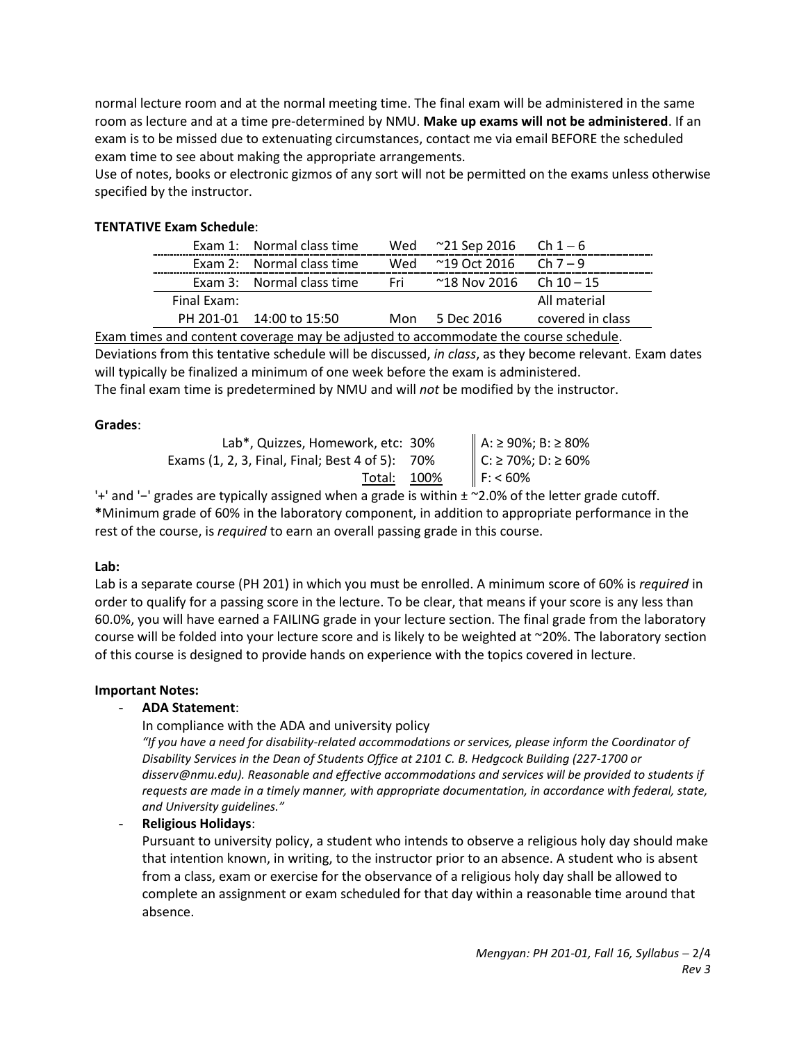normal lecture room and at the normal meeting time. The final exam will be administered in the same room as lecture and at a time pre-determined by NMU. **Make up exams will not be administered**. If an exam is to be missed due to extenuating circumstances, contact me via email BEFORE the scheduled exam time to see about making the appropriate arrangements.
Use of notes, books or electronic gizmos of any sort will not be permitted on the exams unless otherwise specified by the instructor.

**TENTATIVE Exam Schedule**:

| | | | | |
|---|---|---|---|---|
| Exam 1: | Normal class time | Wed | ~21 Sep 2016 | Ch 1 – 6 |
| Exam 2: | Normal class time | Wed | ~19 Oct 2016 | Ch 7 – 9 |
| Exam 3: | Normal class time | Fri | ~18 Nov 2016 | Ch 10 – 15 |
| Final Exam: | | | | All material |
| PH 201-01 | 14:00 to 15:50 | Mon | 5 Dec 2016 | covered in class |

Exam times and content coverage may be adjusted to accommodate the course schedule.
Deviations from this tentative schedule will be discussed, *in class*, as they become relevant. Exam dates will typically be finalized a minimum of one week before the exam is administered.
The final exam time is predetermined by NMU and will *not* be modified by the instructor.

**Grades**:

| | | |
|---|---|---|
| Lab*, Quizzes, Homework, etc: | 30% | A: ≥ 90%; B: ≥ 80% |
| Exams (1, 2, 3, Final, Final; Best 4 of 5): | 70% | C: ≥ 70%; D: ≥ 60% |
| Total: | 100% | F: < 60% |

'+' and '−' grades are typically assigned when a grade is within ± ~2.0% of the letter grade cutoff.
***Minimum grade of 60% in the laboratory component, in addition to appropriate performance in the rest of the course, is *required* to earn an overall passing grade in this course.

**Lab:**
Lab is a separate course (PH 201) in which you must be enrolled. A minimum score of 60% is *required* in order to qualify for a passing score in the lecture. To be clear, that means if your score is any less than 60.0%, you will have earned a FAILING grade in your lecture section. The final grade from the laboratory course will be folded into your lecture score and is likely to be weighted at ~20%. The laboratory section of this course is designed to provide hands on experience with the topics covered in lecture.

**Important Notes:**

- **ADA Statement**:
  In compliance with the ADA and university policy
  *"If you have a need for disability-related accommodations or services, please inform the Coordinator of Disability Services in the Dean of Students Office at 2101 C. B. Hedgcock Building (227-1700 or disserv@nmu.edu). Reasonable and effective accommodations and services will be provided to students if requests are made in a timely manner, with appropriate documentation, in accordance with federal, state, and University guidelines."*
- **Religious Holidays**:
  Pursuant to university policy, a student who intends to observe a religious holy day should make that intention known, in writing, to the instructor prior to an absence. A student who is absent from a class, exam or exercise for the observance of a religious holy day shall be allowed to complete an assignment or exam scheduled for that day within a reasonable time around that absence.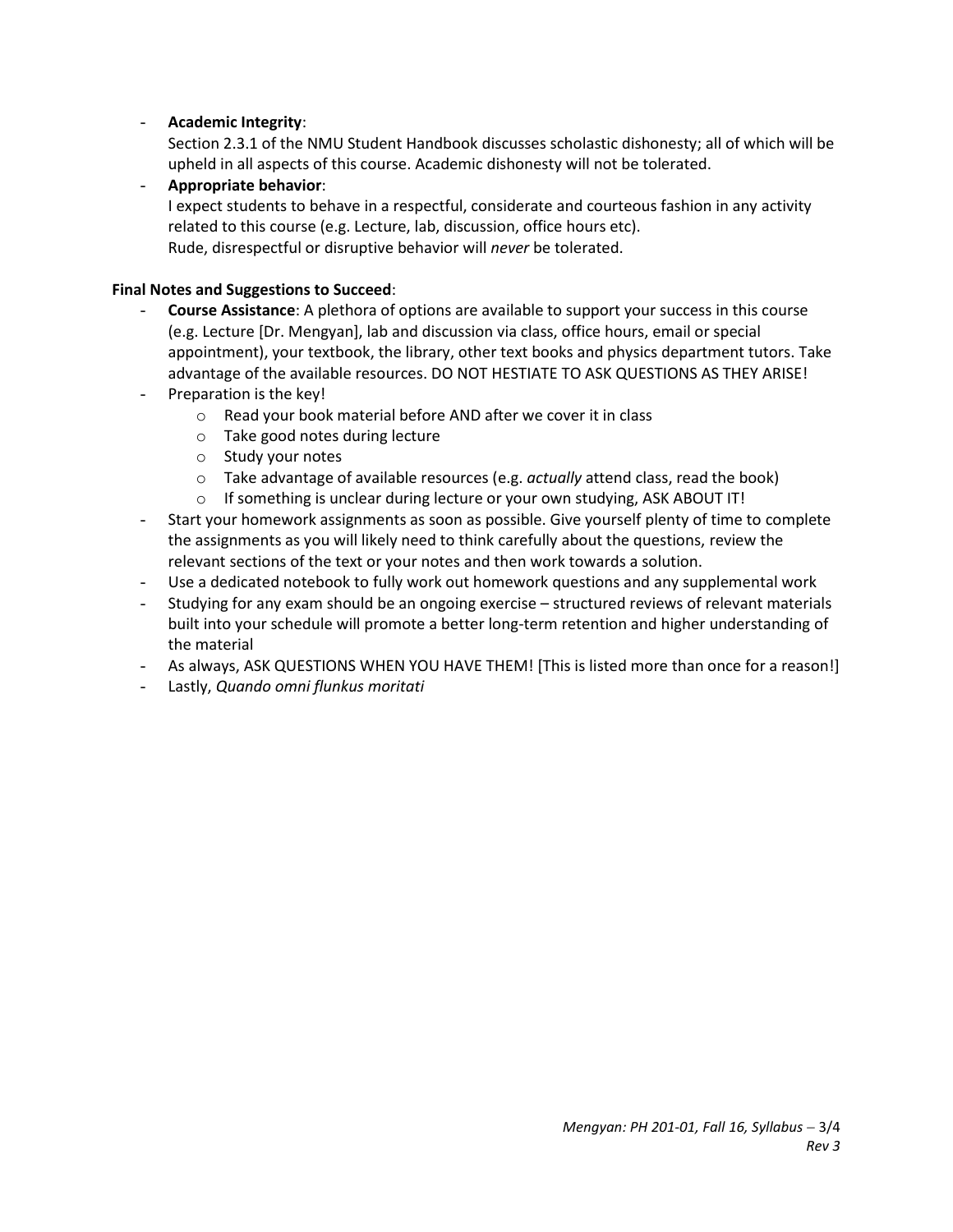- **Academic Integrity**:
  Section 2.3.1 of the NMU Student Handbook discusses scholastic dishonesty; all of which will be upheld in all aspects of this course. Academic dishonesty will not be tolerated.
- **Appropriate behavior**:
  I expect students to behave in a respectful, considerate and courteous fashion in any activity related to this course (e.g. Lecture, lab, discussion, office hours etc).
  Rude, disrespectful or disruptive behavior will *never* be tolerated.

**Final Notes and Suggestions to Succeed**:

- **Course Assistance**: A plethora of options are available to support your success in this course (e.g. Lecture [Dr. Mengyan], lab and discussion via class, office hours, email or special appointment), your textbook, the library, other text books and physics department tutors. Take advantage of the available resources. DO NOT HESTIATE TO ASK QUESTIONS AS THEY ARISE!
- Preparation is the key!
  - Read your book material before AND after we cover it in class
  - Take good notes during lecture
  - Study your notes
  - Take advantage of available resources (e.g. *actually* attend class, read the book)
  - If something is unclear during lecture or your own studying, ASK ABOUT IT!
- Start your homework assignments as soon as possible. Give yourself plenty of time to complete the assignments as you will likely need to think carefully about the questions, review the relevant sections of the text or your notes and then work towards a solution.
- Use a dedicated notebook to fully work out homework questions and any supplemental work
- Studying for any exam should be an ongoing exercise – structured reviews of relevant materials built into your schedule will promote a better long-term retention and higher understanding of the material
- As always, ASK QUESTIONS WHEN YOU HAVE THEM! [This is listed more than once for a reason!]
- Lastly, *Quando omni flunkus moritati*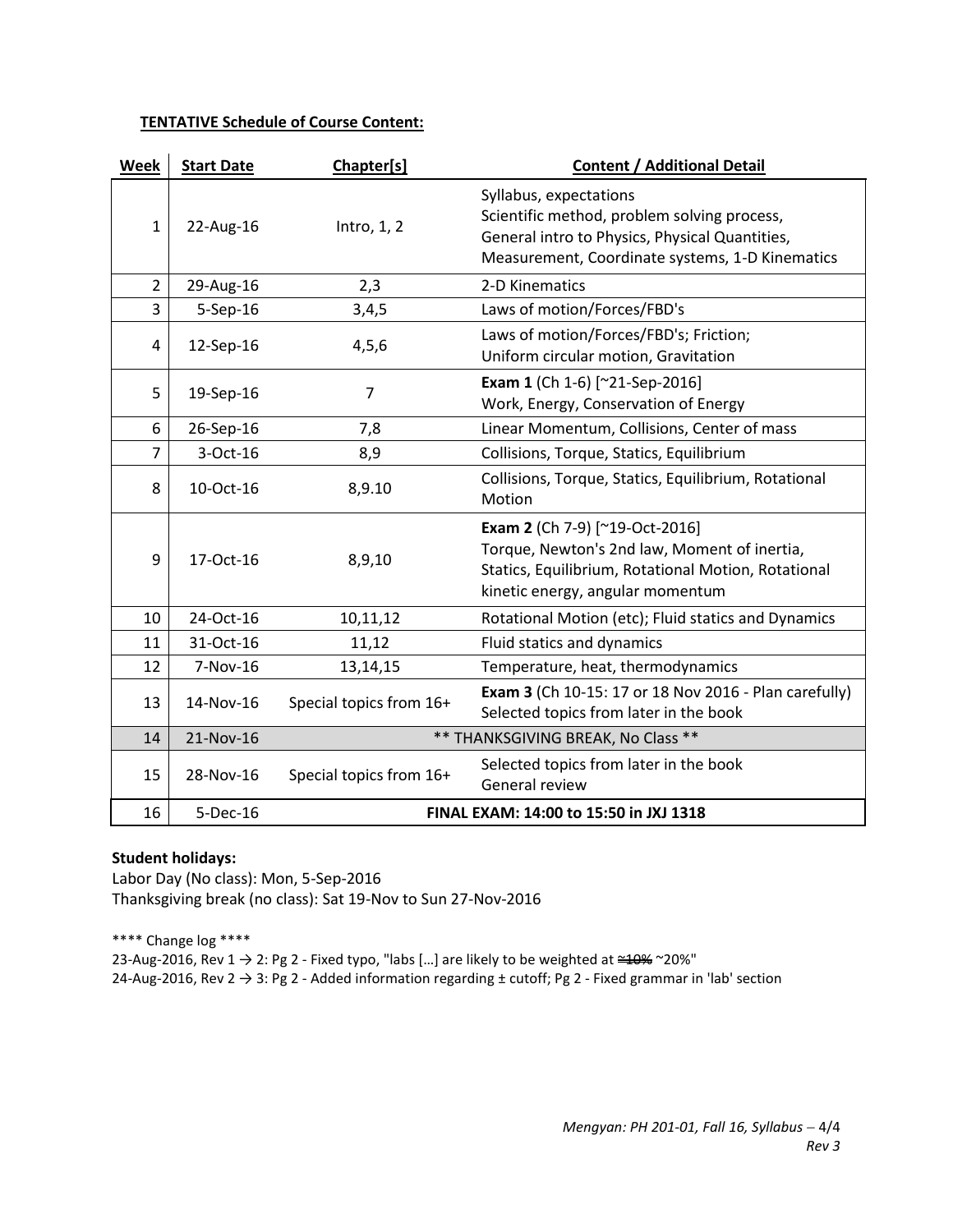**TENTATIVE Schedule of Course Content:**

| Week | Start Date | Chapter[s] | Content / Additional Detail |
|---|---|---|---|
| 1 | 22-Aug-16 | Intro, 1, 2 | Syllabus, expectations<br>Scientific method, problem solving process,<br>General intro to Physics, Physical Quantities,<br>Measurement, Coordinate systems, 1-D Kinematics |
| 2 | 29-Aug-16 | 2,3 | 2-D Kinematics |
| 3 | 5-Sep-16 | 3,4,5 | Laws of motion/Forces/FBD's |
| 4 | 12-Sep-16 | 4,5,6 | Laws of motion/Forces/FBD's; Friction;<br>Uniform circular motion, Gravitation |
| 5 | 19-Sep-16 | 7 | **Exam 1** (Ch 1-6) [~21-Sep-2016]<br>Work, Energy, Conservation of Energy |
| 6 | 26-Sep-16 | 7,8 | Linear Momentum, Collisions, Center of mass |
| 7 | 3-Oct-16 | 8,9 | Collisions, Torque, Statics, Equilibrium |
| 8 | 10-Oct-16 | 8,9.10 | Collisions, Torque, Statics, Equilibrium, Rotational Motion |
| 9 | 17-Oct-16 | 8,9,10 | **Exam 2** (Ch 7-9) [~19-Oct-2016]<br>Torque, Newton's 2nd law, Moment of inertia,<br>Statics, Equilibrium, Rotational Motion, Rotational kinetic energy, angular momentum |
| 10 | 24-Oct-16 | 10,11,12 | Rotational Motion (etc); Fluid statics and Dynamics |
| 11 | 31-Oct-16 | 11,12 | Fluid statics and dynamics |
| 12 | 7-Nov-16 | 13,14,15 | Temperature, heat, thermodynamics |
| 13 | 14-Nov-16 | Special topics from 16+ | **Exam 3** (Ch 10-15: 17 or 18 Nov 2016 - Plan carefully)<br>Selected topics from later in the book |
| 14 | 21-Nov-16 | ** THANKSGIVING BREAK, No Class ** | |
| 15 | 28-Nov-16 | Special topics from 16+ | Selected topics from later in the book<br>General review |
| 16 | 5-Dec-16 | **FINAL EXAM: 14:00 to 15:50 in JXJ 1318** | |

**Student holidays:**

Labor Day (No class): Mon, 5-Sep-2016
Thanksgiving break (no class): Sat 19-Nov to Sun 27-Nov-2016

**** Change log ****

23-Aug-2016, Rev 1 → 2: Pg 2 - Fixed typo, "labs […] are likely to be weighted at ~~≃10%~~ ~20%"
24-Aug-2016, Rev 2 → 3: Pg 2 - Added information regarding ± cutoff; Pg 2 - Fixed grammar in 'lab' section